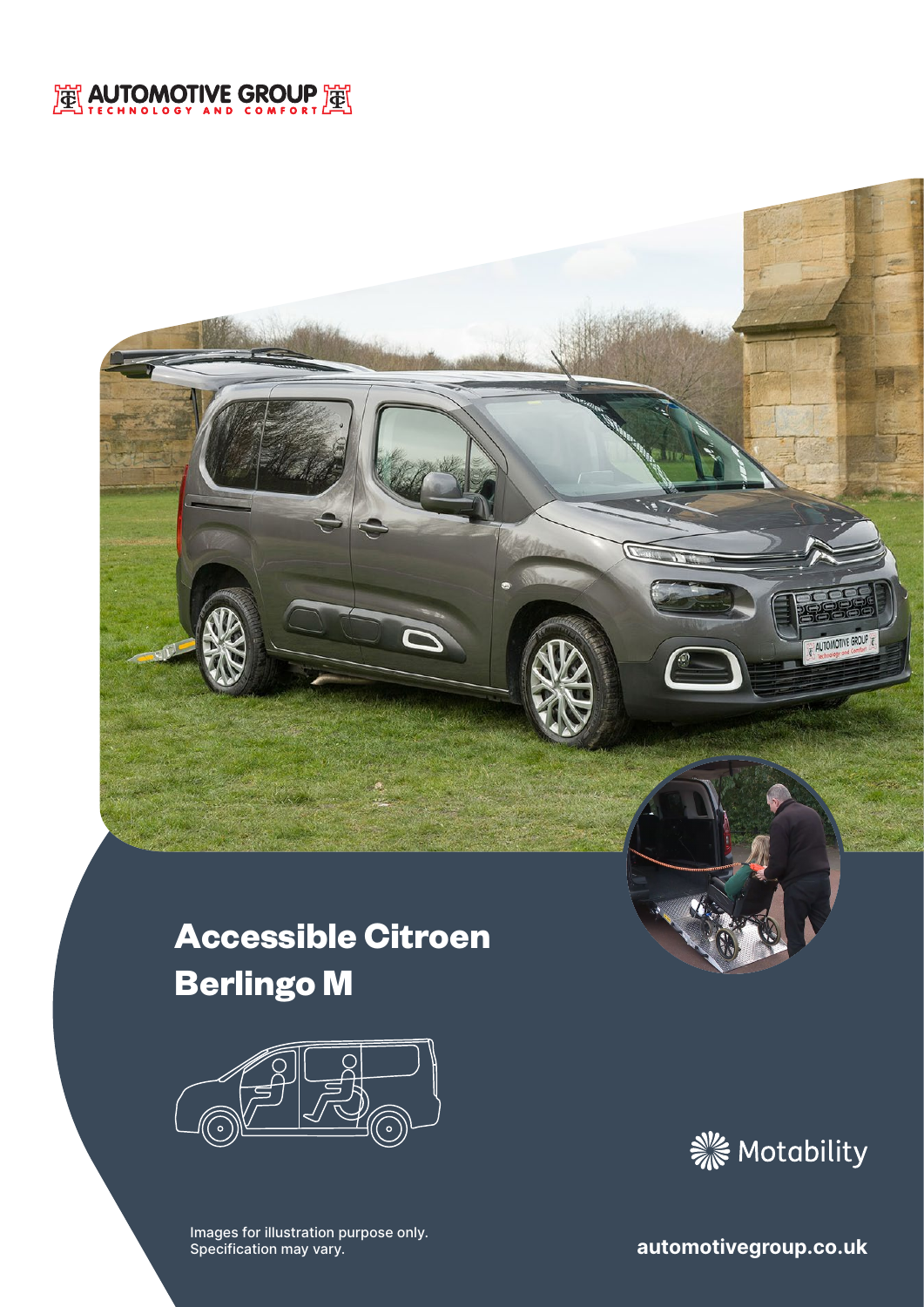# Accessible Citroen Berlingo M

Images for illustration purpose only.
Specification may vary.

automotivegroup.co.uk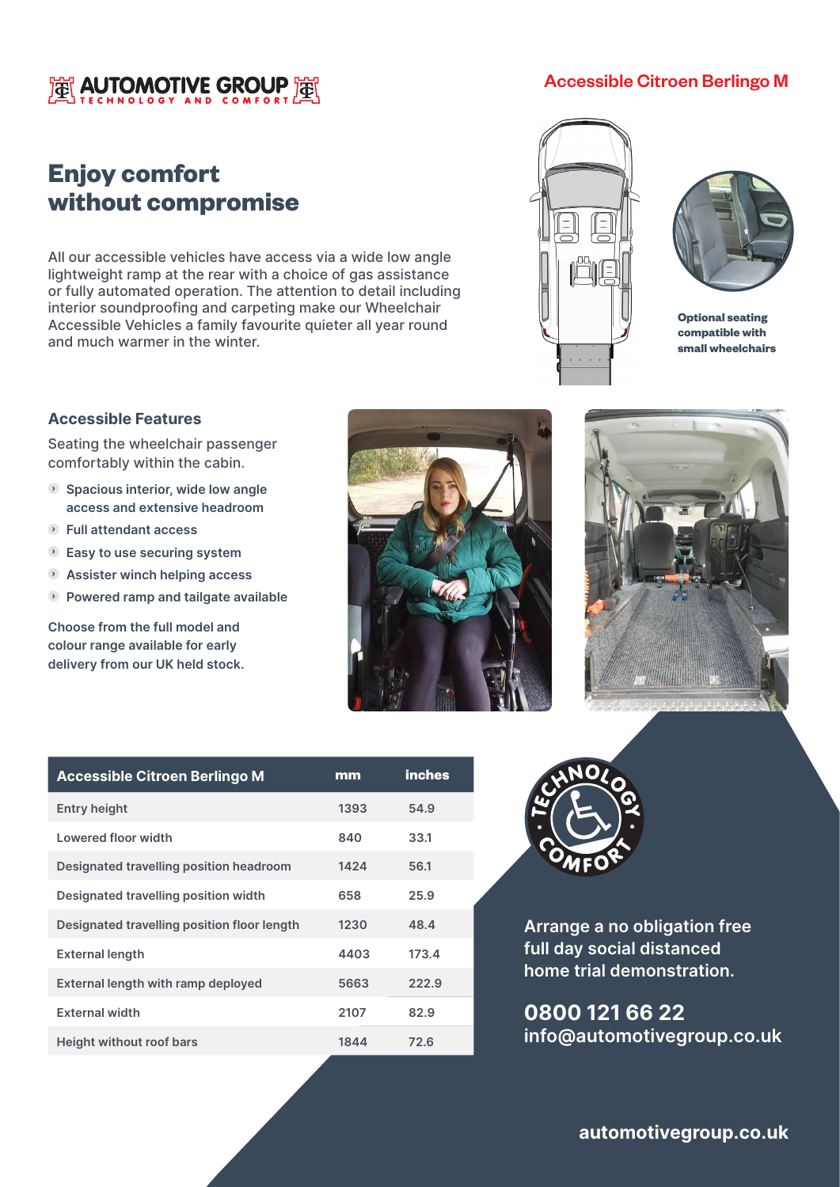# AUTOMOTIVE GROUP

TECHNOLOGY AND COMFORT

## Accessible Citroen Berlingo M

## Enjoy comfort without compromise

All our accessible vehicles have access via a wide low angle lightweight ramp at the rear with a choice of gas assistance or fully automated operation. The attention to detail including interior soundproofing and carpeting make our Wheelchair Accessible Vehicles a family favourite quieter all year round and much warmer in the winter.

**Optional seating compatible with small wheelchairs**

### Accessible Features

Seating the wheelchair passenger comfortably within the cabin.

- Spacious interior, wide low angle access and extensive headroom
- Full attendant access
- Easy to use securing system
- Assister winch helping access
- Powered ramp and tailgate available

**Choose from the full model and colour range available for early delivery from our UK held stock.**

| Accessible Citroen Berlingo M | mm | inches |
|---|---|---|
| Entry height | 1393 | 54.9 |
| Lowered floor width | 840 | 33.1 |
| Designated travelling position headroom | 1424 | 56.1 |
| Designated travelling position width | 658 | 25.9 |
| Designated travelling position floor length | 1230 | 48.4 |
| External length | 4403 | 173.4 |
| External length with ramp deployed | 5663 | 222.9 |
| External width | 2107 | 82.9 |
| Height without roof bars | 1844 | 72.6 |

Arrange a no obligation free full day social distanced home trial demonstration.

**0800 121 66 22**

**info@automotivegroup.co.uk**

**automotivegroup.co.uk**